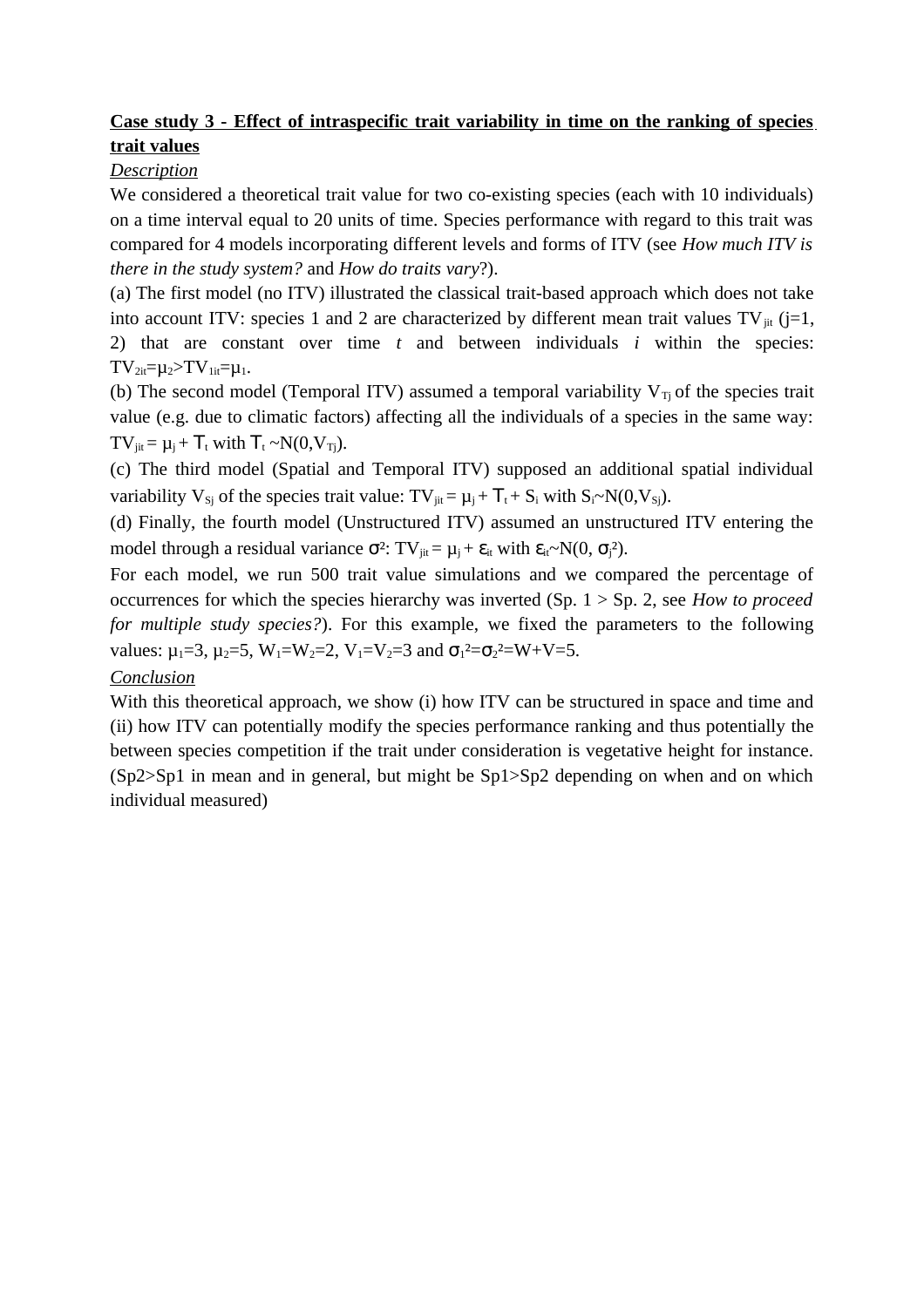**Case study 3 - Effect of intraspecific trait variability in time on the ranking of species trait values**

*Description*

We considered a theoretical trait value for two co-existing species (each with 10 individuals) on a time interval equal to 20 units of time. Species performance with regard to this trait was compared for 4 models incorporating different levels and forms of ITV (see *How much ITV is there in the study system?* and *How do traits vary*?).

(a) The first model (no ITV) illustrated the classical trait-based approach which does not take into account ITV: species 1 and 2 are characterized by different mean trait values $TV_{jit}$ (j=1, 2) that are constant over time *t* and between individuals *i* within the species: $TV_{2it}=\mu_2>TV_{1it}=\mu_1$.

(b) The second model (Temporal ITV) assumed a temporal variability $V_{Tj}$ of the species trait value (e.g. due to climatic factors) affecting all the individuals of a species in the same way: $TV_{jit} = \mu_j + T_t$ with $T_t \sim N(0,V_{Tj})$.

(c) The third model (Spatial and Temporal ITV) supposed an additional spatial individual variability $V_{Sj}$ of the species trait value: $TV_{jit} = \mu_j + T_t + S_i$ with $S_i \sim N(0,V_{Sj})$.

(d) Finally, the fourth model (Unstructured ITV) assumed an unstructured ITV entering the model through a residual variance $\sigma^2$: $TV_{jit} = \mu_j + \varepsilon_{it}$ with $\varepsilon_{it} \sim N(0, \sigma_j^2)$.

For each model, we run 500 trait value simulations and we compared the percentage of occurrences for which the species hierarchy was inverted (Sp. 1 > Sp. 2, see *How to proceed for multiple study species?*). For this example, we fixed the parameters to the following values: $\mu_1=3$, $\mu_2=5$, $W_1=W_2=2$, $V_1=V_2=3$ and $\sigma_1^2=\sigma_2^2=W+V=5$.

*Conclusion*

With this theoretical approach, we show (i) how ITV can be structured in space and time and (ii) how ITV can potentially modify the species performance ranking and thus potentially the between species competition if the trait under consideration is vegetative height for instance. (Sp2>Sp1 in mean and in general, but might be Sp1>Sp2 depending on when and on which individual measured)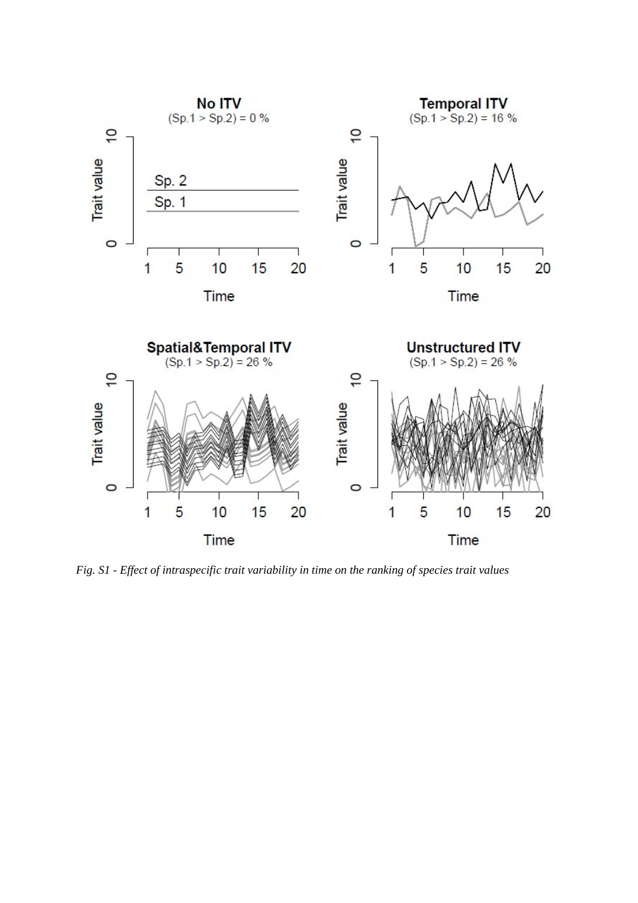*Fig. S1 - Effect of intraspecific trait variability in time on the ranking of species trait values*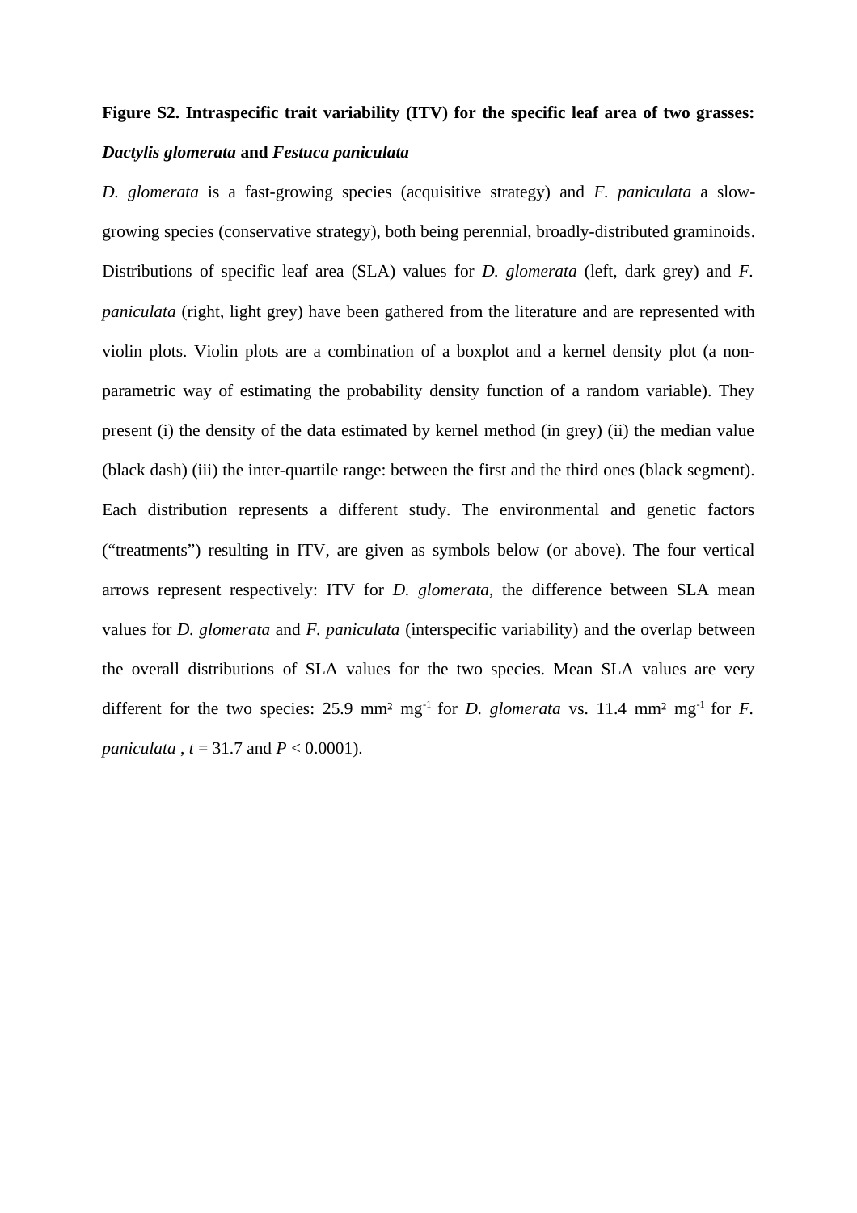**Figure S2. Intraspecific trait variability (ITV) for the specific leaf area of two grasses: *Dactylis glomerata* and *Festuca paniculata***

*D. glomerata* is a fast-growing species (acquisitive strategy) and *F. paniculata* a slow-growing species (conservative strategy), both being perennial, broadly-distributed graminoids. Distributions of specific leaf area (SLA) values for *D. glomerata* (left, dark grey) and *F. paniculata* (right, light grey) have been gathered from the literature and are represented with violin plots. Violin plots are a combination of a boxplot and a kernel density plot (a non-parametric way of estimating the probability density function of a random variable). They present (i) the density of the data estimated by kernel method (in grey) (ii) the median value (black dash) (iii) the inter-quartile range: between the first and the third ones (black segment). Each distribution represents a different study. The environmental and genetic factors ("treatments") resulting in ITV, are given as symbols below (or above). The four vertical arrows represent respectively: ITV for *D. glomerata*, the difference between SLA mean values for *D. glomerata* and *F. paniculata* (interspecific variability) and the overlap between the overall distributions of SLA values for the two species. Mean SLA values are very different for the two species: 25.9 $mm^2\ mg^{-1}$ for *D. glomerata* vs. 11.4 $mm^2\ mg^{-1}$ for *F. paniculata* , $t = 31.7$ and $P < 0.0001$).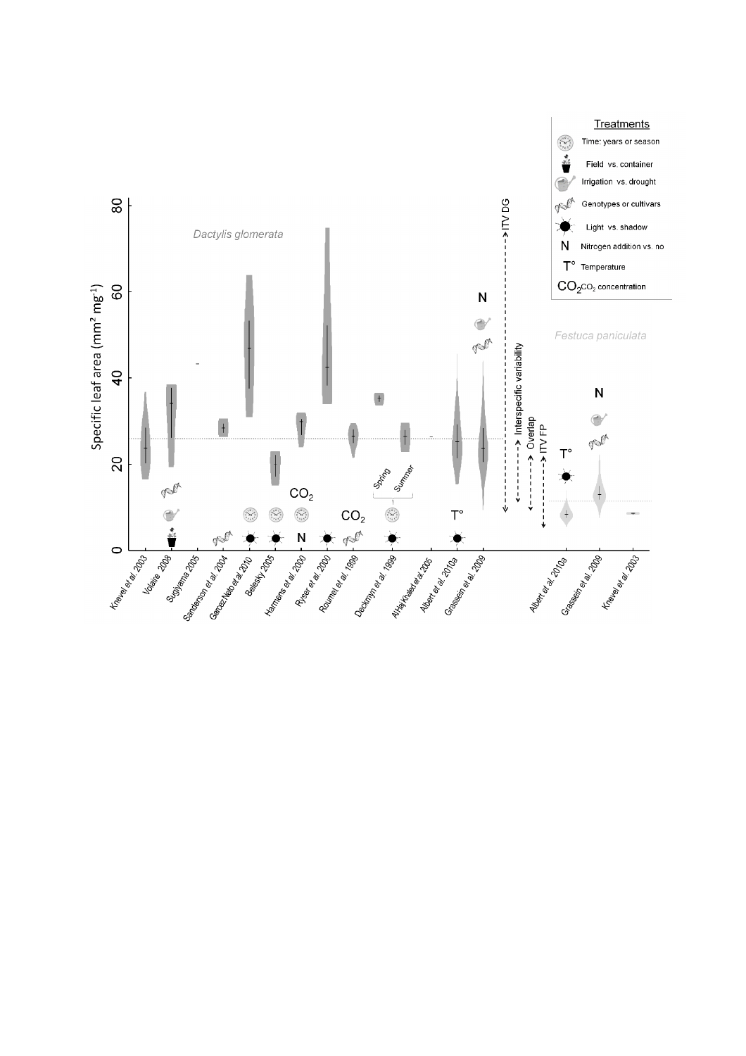Specific leaf area (mm² mg⁻¹)

0
20
40
60
80

*Dactylis glomerata*

*Festuca paniculata*

Treatments

Time: years or season

Field vs. container

Irrigation vs. drought

Genotypes or cultivars

Light vs. shadow

N Nitrogen addition vs. no

T° Temperature

$CO_2$ $CO_2$ concentration

ITV DG

Interspecific variability

Overlap

ITV FP

N

N

$CO_2$

$CO_2$

T°

T°

N

Spring

Summer

Knevel et al. 2003

Volaire 2008

Sugiyama 2005

Sanderson et al. 2004

Garcez Neto et al. 2010

Belesky 2005

Harmens et al. 2000

Ryser et al. 2000

Roumet et al. 1999

Deckmyn et al. 1999

Al Haj Khaled et al. 2005

Albert et al. 2010a

Grassein et al. 2009

Albert et al. 2010a

Grassein et al. 2009

Knevel et al. 2003